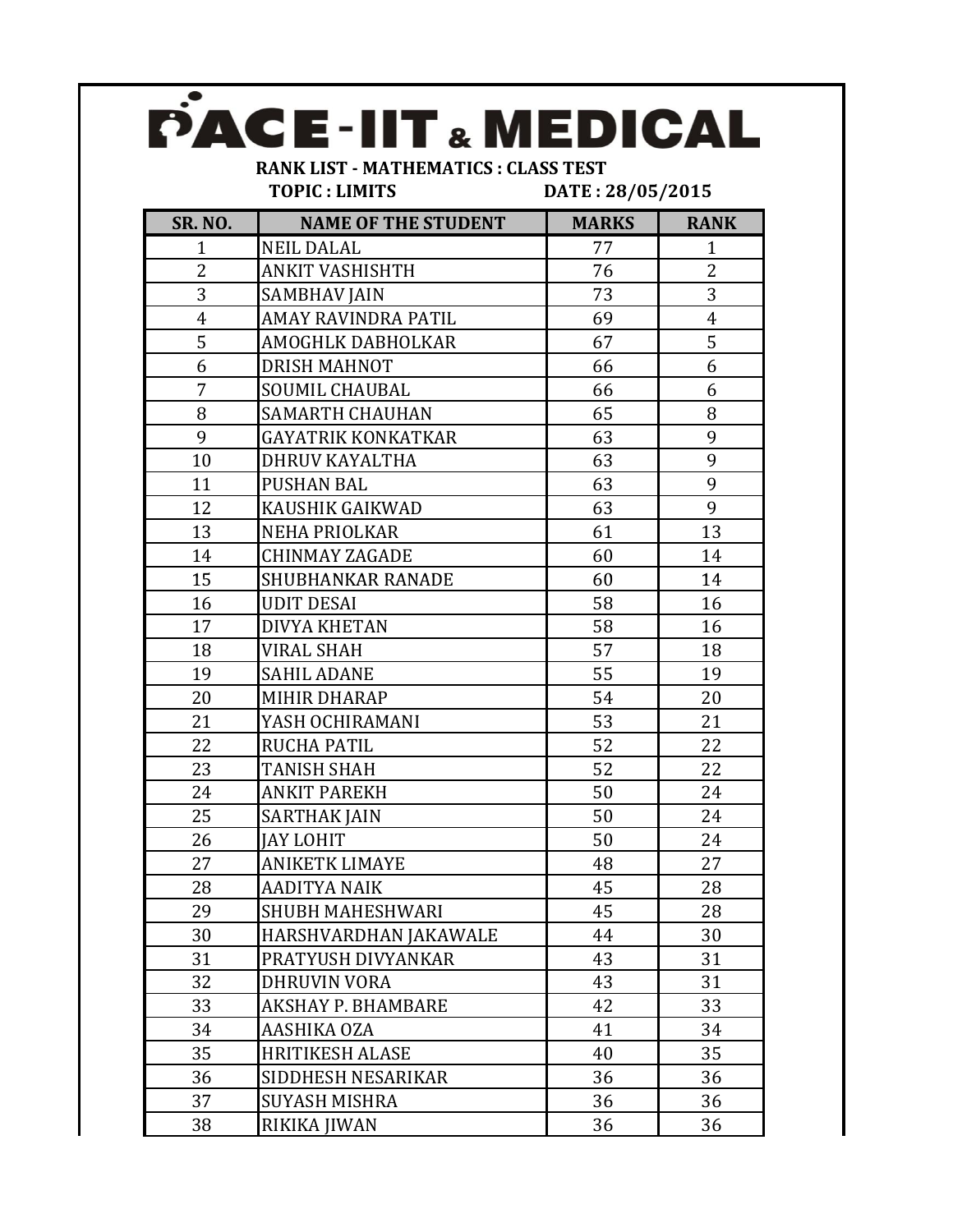# PACE-IIT & MEDICAL

**RANK LIST - MATHEMATICS : CLASS TEST**

**TOPIC : LIMITS** **DATE : 28/05/2015**

| SR. NO. | NAME OF THE STUDENT | MARKS | RANK |
|---|---|---|---|
| 1 | NEIL DALAL | 77 | 1 |
| 2 | ANKIT VASHISHTH | 76 | 2 |
| 3 | SAMBHAV JAIN | 73 | 3 |
| 4 | AMAY RAVINDRA PATIL | 69 | 4 |
| 5 | AMOGHLK DABHOLKAR | 67 | 5 |
| 6 | DRISH MAHNOT | 66 | 6 |
| 7 | SOUMIL CHAUBAL | 66 | 6 |
| 8 | SAMARTH CHAUHAN | 65 | 8 |
| 9 | GAYATRIK KONKATKAR | 63 | 9 |
| 10 | DHRUV KAYALTHA | 63 | 9 |
| 11 | PUSHAN BAL | 63 | 9 |
| 12 | KAUSHIK GAIKWAD | 63 | 9 |
| 13 | NEHA PRIOLKAR | 61 | 13 |
| 14 | CHINMAY ZAGADE | 60 | 14 |
| 15 | SHUBHANKAR RANADE | 60 | 14 |
| 16 | UDIT DESAI | 58 | 16 |
| 17 | DIVYA KHETAN | 58 | 16 |
| 18 | VIRAL SHAH | 57 | 18 |
| 19 | SAHIL ADANE | 55 | 19 |
| 20 | MIHIR DHARAP | 54 | 20 |
| 21 | YASH OCHIRAMANI | 53 | 21 |
| 22 | RUCHA PATIL | 52 | 22 |
| 23 | TANISH SHAH | 52 | 22 |
| 24 | ANKIT PAREKH | 50 | 24 |
| 25 | SARTHAK JAIN | 50 | 24 |
| 26 | JAY LOHIT | 50 | 24 |
| 27 | ANIKETK LIMAYE | 48 | 27 |
| 28 | AADITYA NAIK | 45 | 28 |
| 29 | SHUBH MAHESHWARI | 45 | 28 |
| 30 | HARSHVARDHAN JAKAWALE | 44 | 30 |
| 31 | PRATYUSH DIVYANKAR | 43 | 31 |
| 32 | DHRUVIN VORA | 43 | 31 |
| 33 | AKSHAY P. BHAMBARE | 42 | 33 |
| 34 | AASHIKA OZA | 41 | 34 |
| 35 | HRITIKESH ALASE | 40 | 35 |
| 36 | SIDDHESH NESARIKAR | 36 | 36 |
| 37 | SUYASH MISHRA | 36 | 36 |
| 38 | RIKIKA JIWAN | 36 | 36 |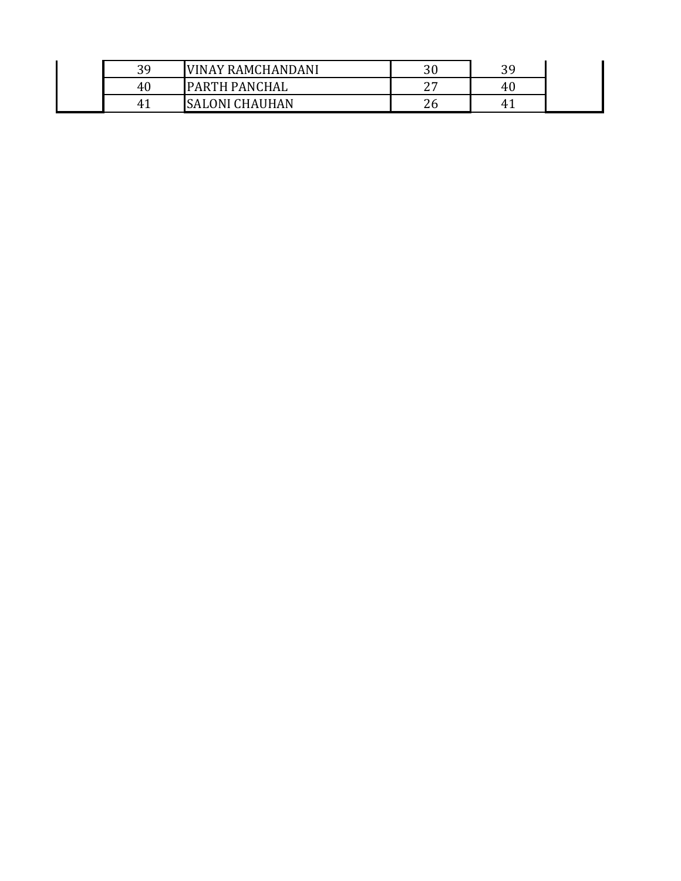| | | | | | |
|---|---|---|---|---|---|
| | 39 | VINAY RAMCHANDANI | 30 | 39 | |
| | 40 | PARTH PANCHAL | 27 | 40 | |
| | 41 | SALONI CHAUHAN | 26 | 41 | |